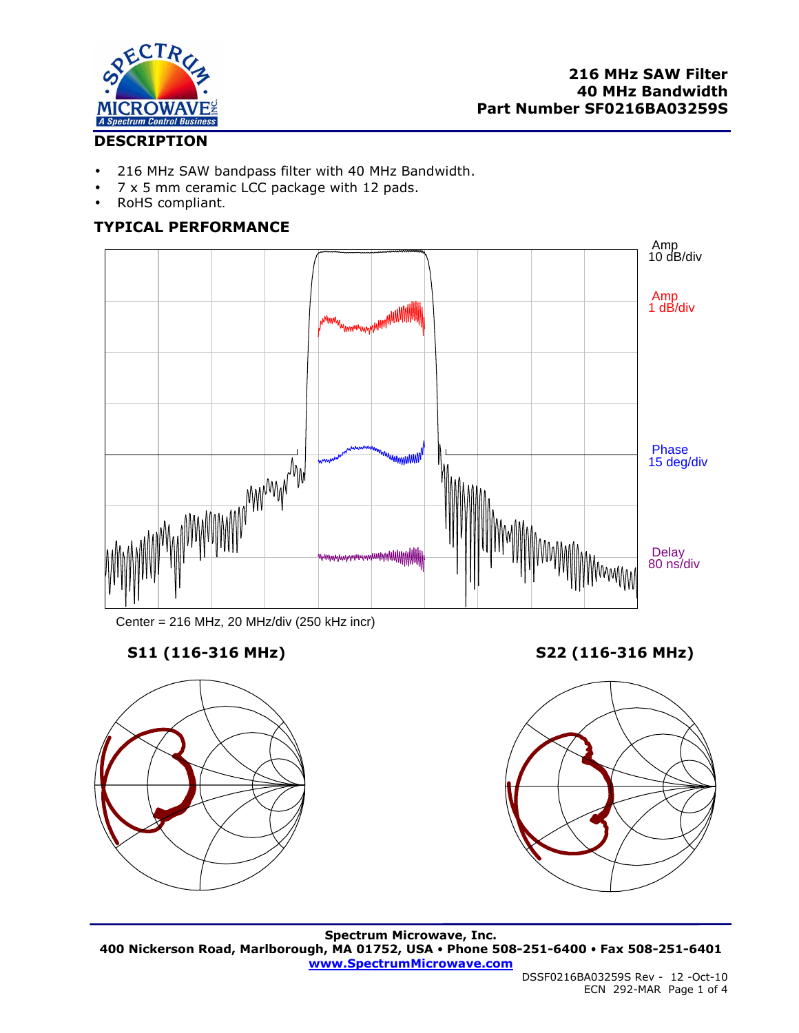# 216 MHz SAW Filter
# 40 MHz Bandwidth
# Part Number SF0216BA03259S

## DESCRIPTION

- 216 MHz SAW bandpass filter with 40 MHz Bandwidth.
- 7 x 5 mm ceramic LCC package with 12 pads.
- RoHS compliant.

## TYPICAL PERFORMANCE

Amp 10 dB/div

Amp 1 dB/div

Phase 15 deg/div

Delay 80 ns/div

Center = 216 MHz, 20 MHz/div (250 kHz incr)

**S11 (116-316 MHz)**

**S22 (116-316 MHz)**

**Spectrum Microwave, Inc.**
**400 Nickerson Road, Marlborough, MA 01752, USA • Phone 508-251-6400 • Fax 508-251-6401**
**www.SpectrumMicrowave.com**

DSSF0216BA03259S Rev - 12 -Oct-10
ECN 292-MAR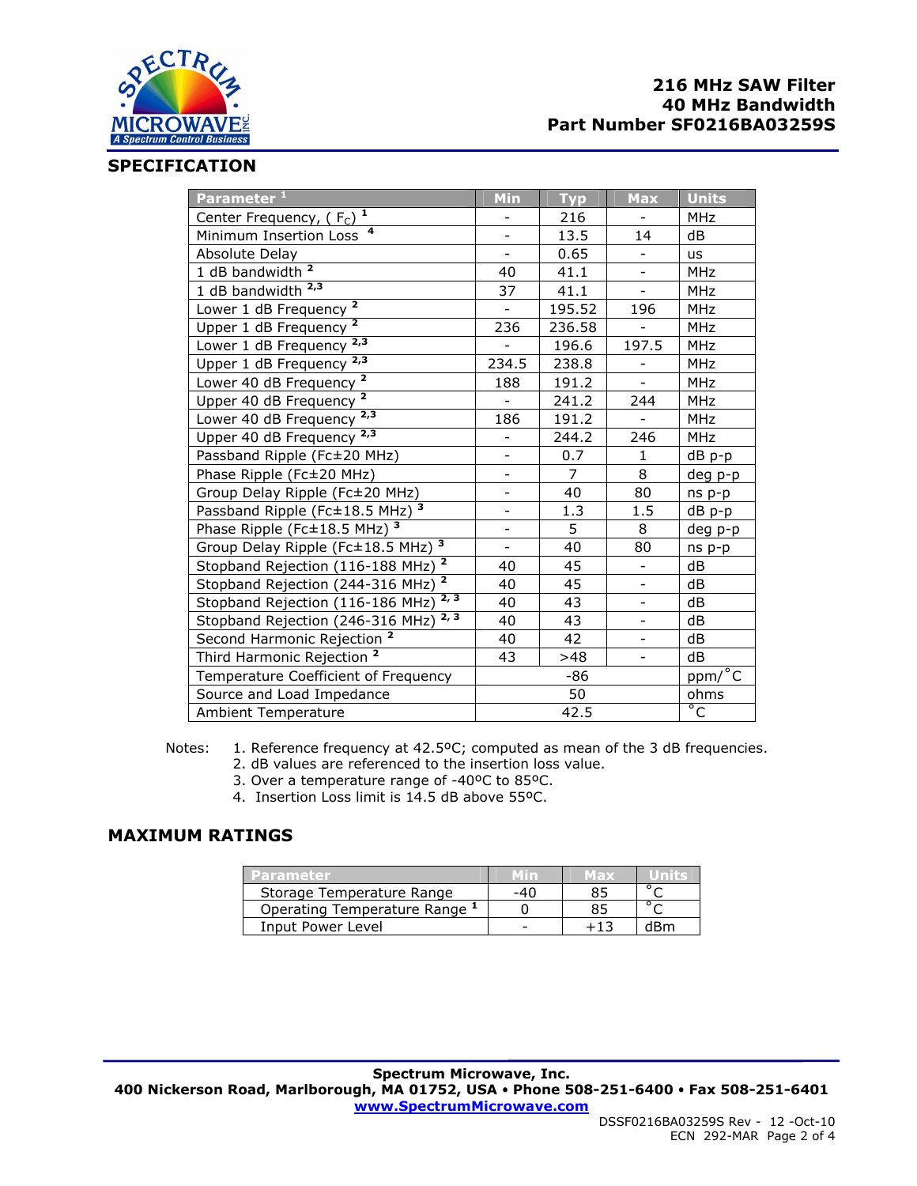216 MHz SAW Filter
40 MHz Bandwidth
Part Number SF0216BA03259S

## SPECIFICATION

| Parameter [1] | Min | Typ | Max | Units |
|---|---|---|---|---|
| Center Frequency, ( $F_C$) [1] | - | 216 | - | MHz |
| Minimum Insertion Loss [4] | - | 13.5 | 14 | dB |
| Absolute Delay | - | 0.65 | - | us |
| 1 dB bandwidth [2] | 40 | 41.1 | - | MHz |
| 1 dB bandwidth [2,3] | 37 | 41.1 | - | MHz |
| Lower 1 dB Frequency [2] | - | 195.52 | 196 | MHz |
| Upper 1 dB Frequency [2] | 236 | 236.58 | - | MHz |
| Lower 1 dB Frequency [2,3] | - | 196.6 | 197.5 | MHz |
| Upper 1 dB Frequency [2,3] | 234.5 | 238.8 | - | MHz |
| Lower 40 dB Frequency [2] | 188 | 191.2 | - | MHz |
| Upper 40 dB Frequency [2] | - | 241.2 | 244 | MHz |
| Lower 40 dB Frequency [2,3] | 186 | 191.2 | - | MHz |
| Upper 40 dB Frequency [2,3] | - | 244.2 | 246 | MHz |
| Passband Ripple (Fc±20 MHz) | - | 0.7 | 1 | dB p-p |
| Phase Ripple (Fc±20 MHz) | - | 7 | 8 | deg p-p |
| Group Delay Ripple (Fc±20 MHz) | - | 40 | 80 | ns p-p |
| Passband Ripple (Fc±18.5 MHz) [3] | - | 1.3 | 1.5 | dB p-p |
| Phase Ripple (Fc±18.5 MHz) [3] | - | 5 | 8 | deg p-p |
| Group Delay Ripple (Fc±18.5 MHz) [3] | - | 40 | 80 | ns p-p |
| Stopband Rejection (116-188 MHz) [2] | 40 | 45 | - | dB |
| Stopband Rejection (244-316 MHz) [2] | 40 | 45 | - | dB |
| Stopband Rejection (116-186 MHz) [2, 3] | 40 | 43 | - | dB |
| Stopband Rejection (246-316 MHz) [2, 3] | 40 | 43 | - | dB |
| Second Harmonic Rejection [2] | 40 | 42 | - | dB |
| Third Harmonic Rejection [2] | 43 | >48 | - | dB |
| Temperature Coefficient of Frequency | | -86 | | ppm/°C |
| Source and Load Impedance | | 50 | | ohms |
| Ambient Temperature | | 42.5 | | °C |

Notes:
1. Reference frequency at 42.5ºC; computed as mean of the 3 dB frequencies.
2. dB values are referenced to the insertion loss value.
3. Over a temperature range of -40ºC to 85ºC.
4. Insertion Loss limit is 14.5 dB above 55ºC.

## MAXIMUM RATINGS

| Parameter | Min | Max | Units |
|---|---|---|---|
| Storage Temperature Range | -40 | 85 | °C |
| Operating Temperature Range [1] | 0 | 85 | °C |
| Input Power Level | - | +13 | dBm |

Spectrum Microwave, Inc.
400 Nickerson Road, Marlborough, MA 01752, USA • Phone 508-251-6400 • Fax 508-251-6401
www.SpectrumMicrowave.com

DSSF0216BA03259S Rev - 12 -Oct-10
ECN 292-MAR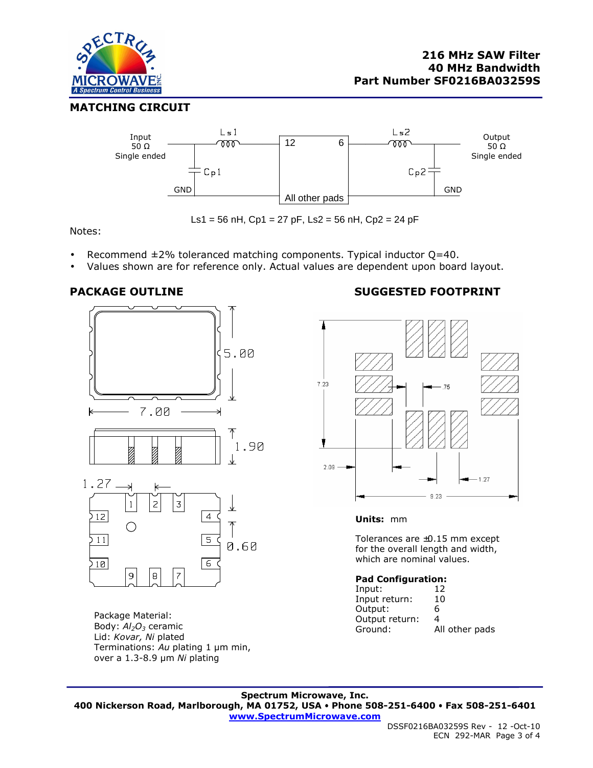**216 MHz SAW Filter**
**40 MHz Bandwidth**
**Part Number SF0216BA03259S**

## MATCHING CIRCUIT

Ls1 = 56 nH, Cp1 = 27 pF, Ls2 = 56 nH, Cp2 = 24 pF

Notes:

- Recommend ±2% toleranced matching components. Typical inductor Q=40.
- Values shown are for reference only. Actual values are dependent upon board layout.

## PACKAGE OUTLINE

Package Material:
Body: $Al_2O_3$ ceramic
Lid: *Kovar, Ni* plated
Terminations: *Au* plating 1 µm min, over a 1.3-8.9 µm *Ni* plating

## SUGGESTED FOOTPRINT

**Units:** mm

Tolerances are ±0.15 mm except for the overall length and width, which are nominal values.

**Pad Configuration:**

| | |
|---|---|
| Input: | 12 |
| Input return: | 10 |
| Output: | 6 |
| Output return: | 4 |
| Ground: | All other pads |

**Spectrum Microwave, Inc.**
**400 Nickerson Road, Marlborough, MA 01752, USA • Phone 508-251-6400 • Fax 508-251-6401**
**www.SpectrumMicrowave.com**

DSSF0216BA03259S Rev - 12 -Oct-10
ECN 292-MAR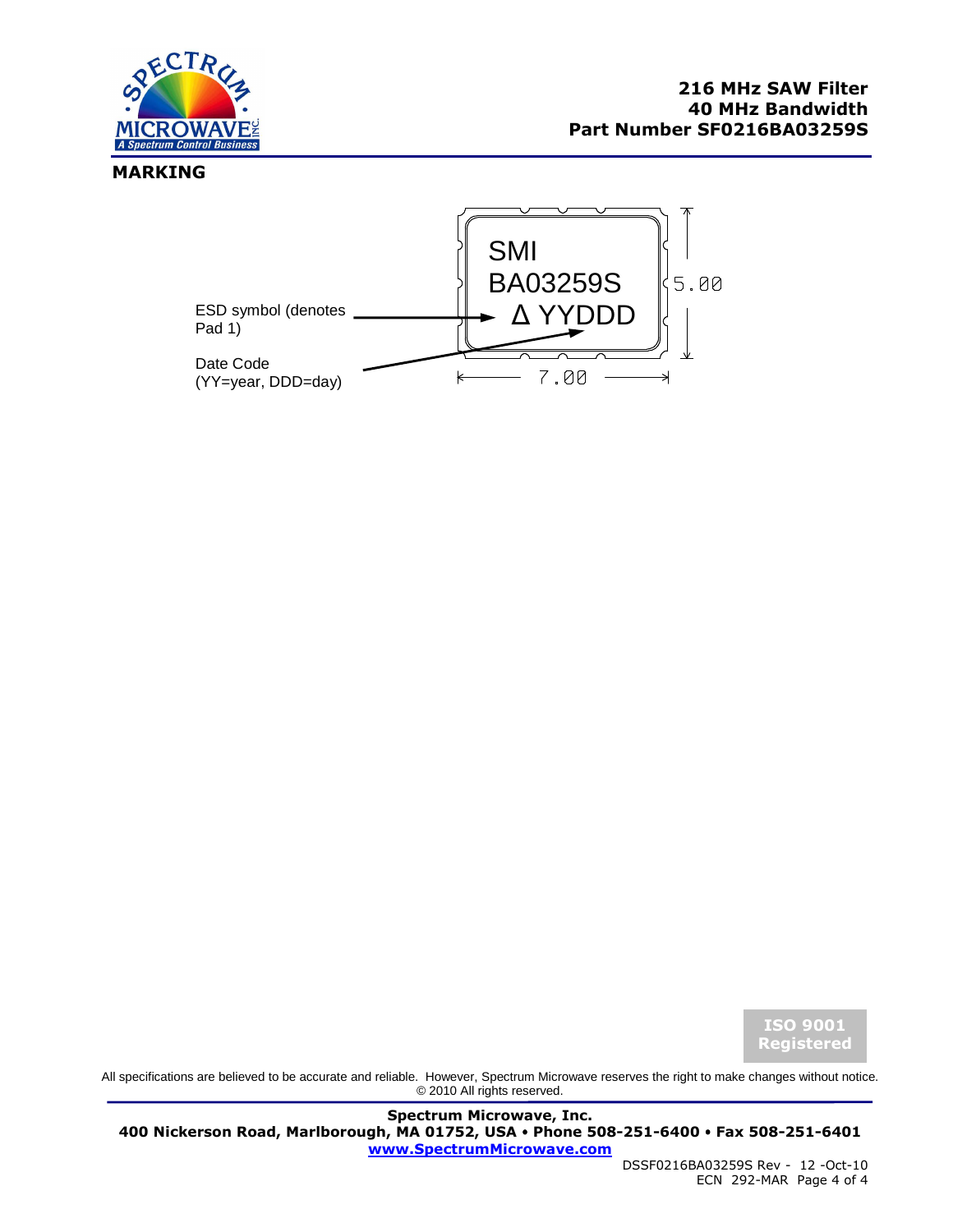## MARKING

SMI
BA03259S
Δ YYDDD

5.00

7.00

ESD symbol (denotes Pad 1)

Date Code (YY=year, DDD=day)

ISO 9001 Registered

All specifications are believed to be accurate and reliable. However, Spectrum Microwave reserves the right to make changes without notice.
© 2010 All rights reserved.

**Spectrum Microwave, Inc.**
**400 Nickerson Road, Marlborough, MA 01752, USA • Phone 508-251-6400 • Fax 508-251-6401**
**www.SpectrumMicrowave.com**

DSSF0216BA03259S Rev - 12 -Oct-10
ECN 292-MAR